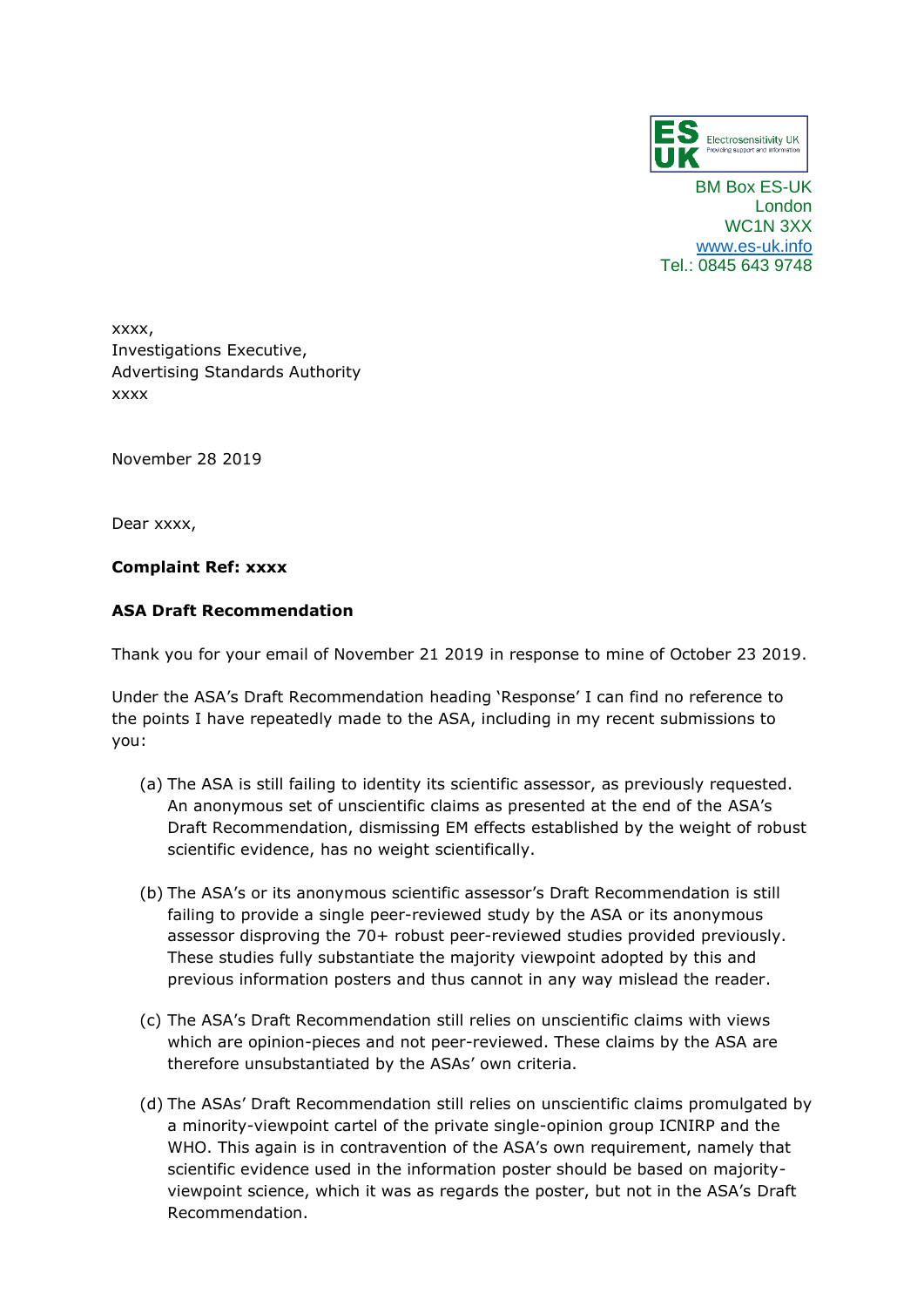ES UK Electrosensitivity UK
Providing support and information

BM Box ES-UK
London
WC1N 3XX
www.es-uk.info
Tel.: 0845 643 9748

xxxx,
Investigations Executive,
Advertising Standards Authority
xxxx

November 28 2019

Dear xxxx,

**Complaint Ref: xxxx**

**ASA Draft Recommendation**

Thank you for your email of November 21 2019 in response to mine of October 23 2019.

Under the ASA's Draft Recommendation heading 'Response' I can find no reference to the points I have repeatedly made to the ASA, including in my recent submissions to you:

(a) The ASA is still failing to identity its scientific assessor, as previously requested. An anonymous set of unscientific claims as presented at the end of the ASA's Draft Recommendation, dismissing EM effects established by the weight of robust scientific evidence, has no weight scientifically.

(b) The ASA's or its anonymous scientific assessor's Draft Recommendation is still failing to provide a single peer-reviewed study by the ASA or its anonymous assessor disproving the 70+ robust peer-reviewed studies provided previously. These studies fully substantiate the majority viewpoint adopted by this and previous information posters and thus cannot in any way mislead the reader.

(c) The ASA's Draft Recommendation still relies on unscientific claims with views which are opinion-pieces and not peer-reviewed. These claims by the ASA are therefore unsubstantiated by the ASAs' own criteria.

(d) The ASAs' Draft Recommendation still relies on unscientific claims promulgated by a minority-viewpoint cartel of the private single-opinion group ICNIRP and the WHO. This again is in contravention of the ASA's own requirement, namely that scientific evidence used in the information poster should be based on majority-viewpoint science, which it was as regards the poster, but not in the ASA's Draft Recommendation.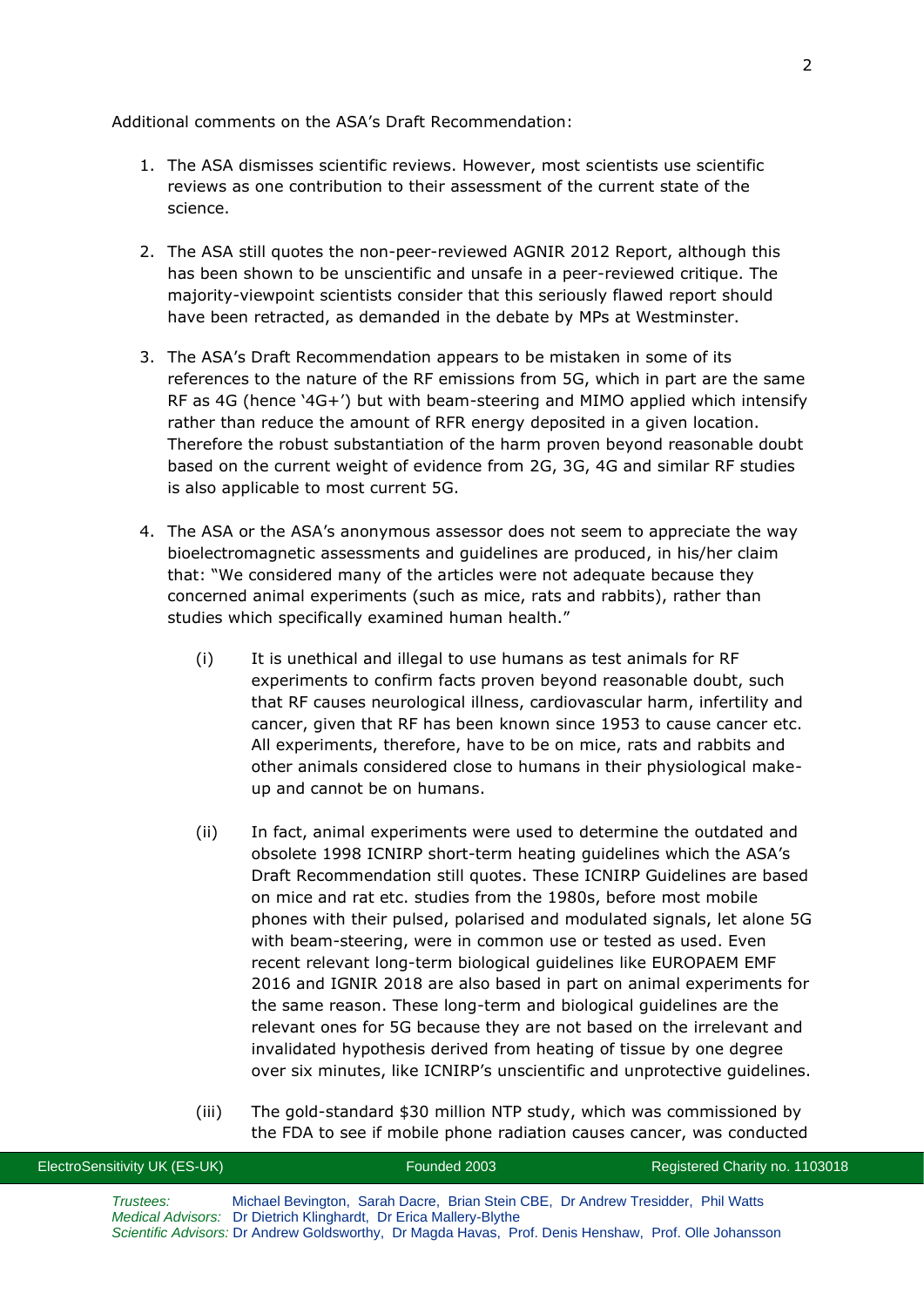Additional comments on the ASA's Draft Recommendation:

1. The ASA dismisses scientific reviews. However, most scientists use scientific reviews as one contribution to their assessment of the current state of the science.

2. The ASA still quotes the non-peer-reviewed AGNIR 2012 Report, although this has been shown to be unscientific and unsafe in a peer-reviewed critique. The majority-viewpoint scientists consider that this seriously flawed report should have been retracted, as demanded in the debate by MPs at Westminster.

3. The ASA's Draft Recommendation appears to be mistaken in some of its references to the nature of the RF emissions from 5G, which in part are the same RF as 4G (hence '4G+') but with beam-steering and MIMO applied which intensify rather than reduce the amount of RFR energy deposited in a given location. Therefore the robust substantiation of the harm proven beyond reasonable doubt based on the current weight of evidence from 2G, 3G, 4G and similar RF studies is also applicable to most current 5G.

4. The ASA or the ASA's anonymous assessor does not seem to appreciate the way bioelectromagnetic assessments and guidelines are produced, in his/her claim that: "We considered many of the articles were not adequate because they concerned animal experiments (such as mice, rats and rabbits), rather than studies which specifically examined human health."

   (i) It is unethical and illegal to use humans as test animals for RF experiments to confirm facts proven beyond reasonable doubt, such that RF causes neurological illness, cardiovascular harm, infertility and cancer, given that RF has been known since 1953 to cause cancer etc. All experiments, therefore, have to be on mice, rats and rabbits and other animals considered close to humans in their physiological make-up and cannot be on humans.

   (ii) In fact, animal experiments were used to determine the outdated and obsolete 1998 ICNIRP short-term heating guidelines which the ASA's Draft Recommendation still quotes. These ICNIRP Guidelines are based on mice and rat etc. studies from the 1980s, before most mobile phones with their pulsed, polarised and modulated signals, let alone 5G with beam-steering, were in common use or tested as used. Even recent relevant long-term biological guidelines like EUROPAEM EMF 2016 and IGNIR 2018 are also based in part on animal experiments for the same reason. These long-term and biological guidelines are the relevant ones for 5G because they are not based on the irrelevant and invalidated hypothesis derived from heating of tissue by one degree over six minutes, like ICNIRP's unscientific and unprotective guidelines.

   (iii) The gold-standard $30 million NTP study, which was commissioned by the FDA to see if mobile phone radiation causes cancer, was conducted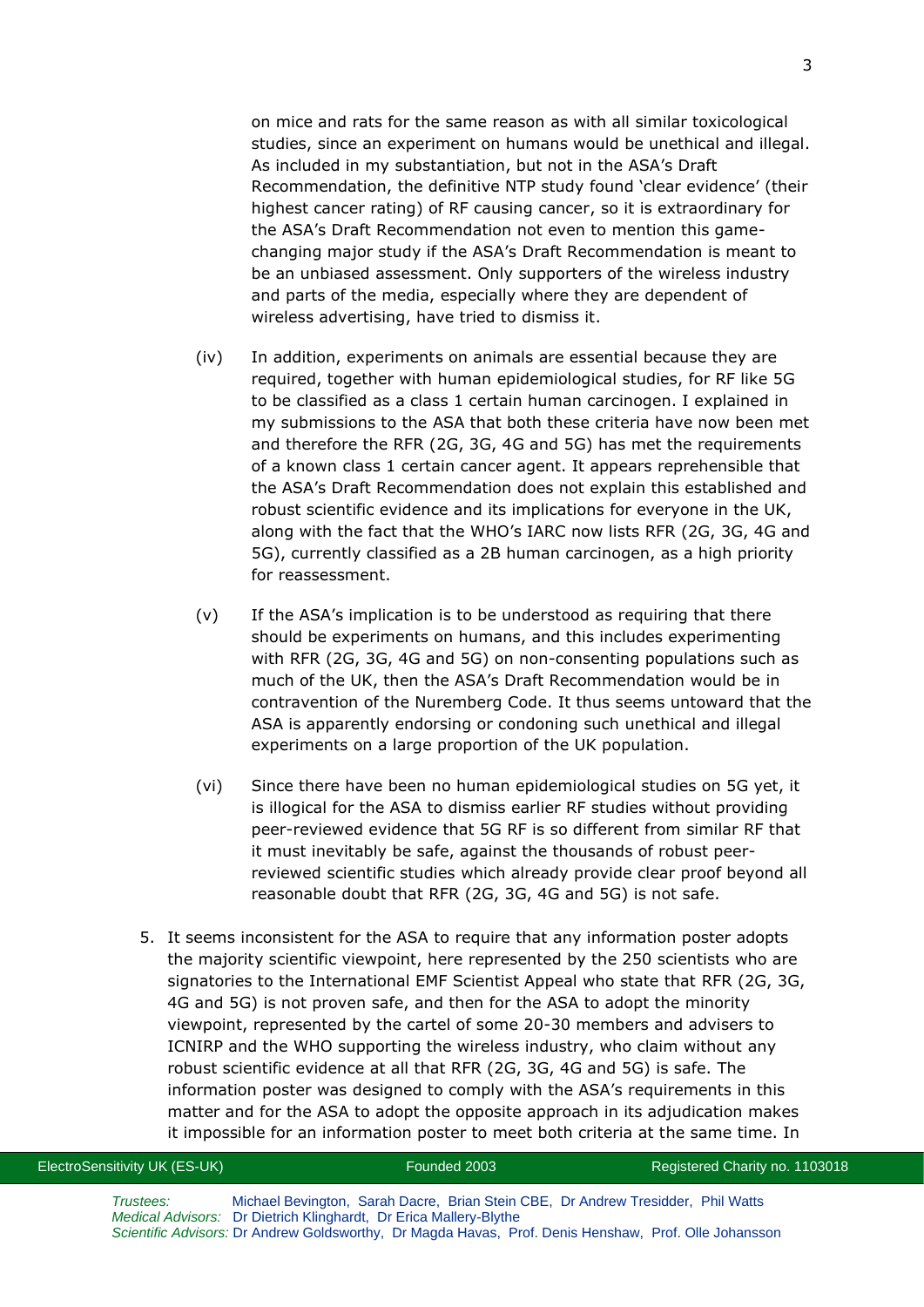on mice and rats for the same reason as with all similar toxicological studies, since an experiment on humans would be unethical and illegal. As included in my substantiation, but not in the ASA's Draft Recommendation, the definitive NTP study found 'clear evidence' (their highest cancer rating) of RF causing cancer, so it is extraordinary for the ASA's Draft Recommendation not even to mention this game-changing major study if the ASA's Draft Recommendation is meant to be an unbiased assessment. Only supporters of the wireless industry and parts of the media, especially where they are dependent of wireless advertising, have tried to dismiss it.

(iv) In addition, experiments on animals are essential because they are required, together with human epidemiological studies, for RF like 5G to be classified as a class 1 certain human carcinogen. I explained in my submissions to the ASA that both these criteria have now been met and therefore the RFR (2G, 3G, 4G and 5G) has met the requirements of a known class 1 certain cancer agent. It appears reprehensible that the ASA's Draft Recommendation does not explain this established and robust scientific evidence and its implications for everyone in the UK, along with the fact that the WHO's IARC now lists RFR (2G, 3G, 4G and 5G), currently classified as a 2B human carcinogen, as a high priority for reassessment.

(v) If the ASA's implication is to be understood as requiring that there should be experiments on humans, and this includes experimenting with RFR (2G, 3G, 4G and 5G) on non-consenting populations such as much of the UK, then the ASA's Draft Recommendation would be in contravention of the Nuremberg Code. It thus seems untoward that the ASA is apparently endorsing or condoning such unethical and illegal experiments on a large proportion of the UK population.

(vi) Since there have been no human epidemiological studies on 5G yet, it is illogical for the ASA to dismiss earlier RF studies without providing peer-reviewed evidence that 5G RF is so different from similar RF that it must inevitably be safe, against the thousands of robust peer-reviewed scientific studies which already provide clear proof beyond all reasonable doubt that RFR (2G, 3G, 4G and 5G) is not safe.

5. It seems inconsistent for the ASA to require that any information poster adopts the majority scientific viewpoint, here represented by the 250 scientists who are signatories to the International EMF Scientist Appeal who state that RFR (2G, 3G, 4G and 5G) is not proven safe, and then for the ASA to adopt the minority viewpoint, represented by the cartel of some 20-30 members and advisers to ICNIRP and the WHO supporting the wireless industry, who claim without any robust scientific evidence at all that RFR (2G, 3G, 4G and 5G) is safe. The information poster was designed to comply with the ASA's requirements in this matter and for the ASA to adopt the opposite approach in its adjudication makes it impossible for an information poster to meet both criteria at the same time. In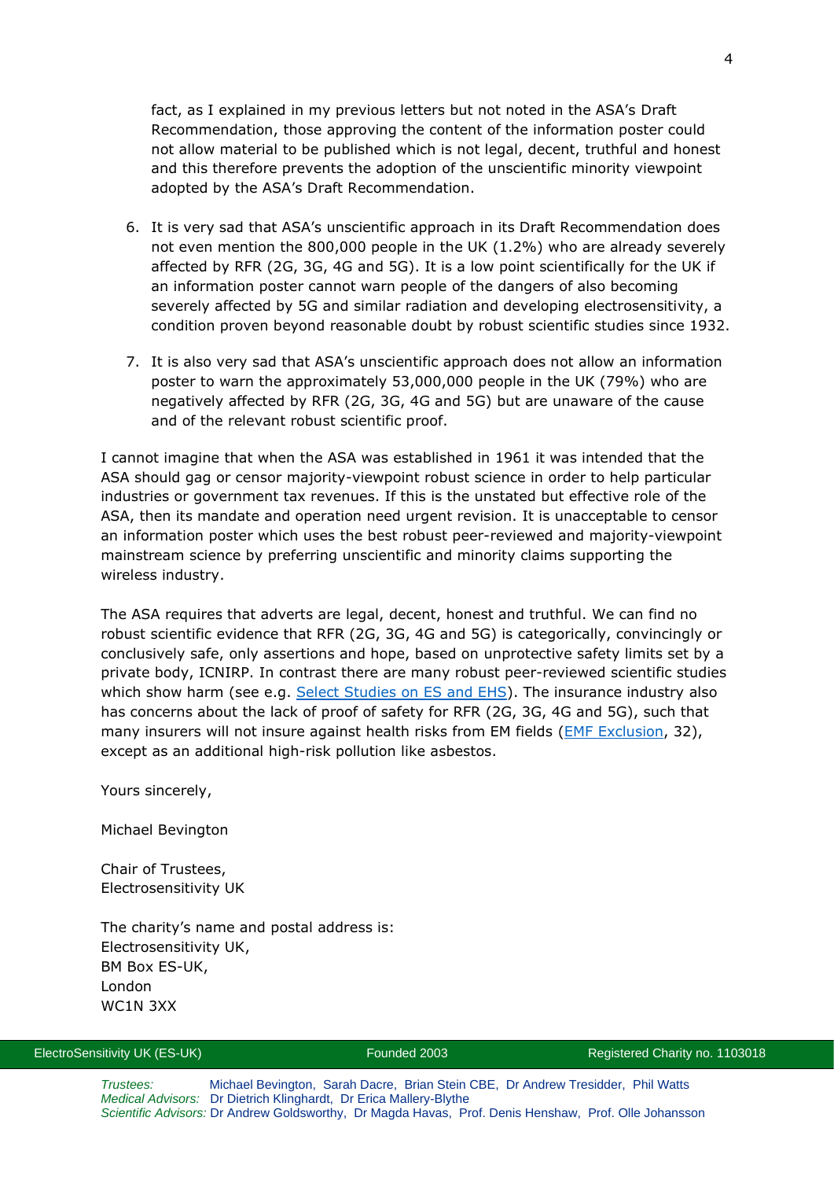fact, as I explained in my previous letters but not noted in the ASA's Draft Recommendation, those approving the content of the information poster could not allow material to be published which is not legal, decent, truthful and honest and this therefore prevents the adoption of the unscientific minority viewpoint adopted by the ASA's Draft Recommendation.

6. It is very sad that ASA's unscientific approach in its Draft Recommendation does not even mention the 800,000 people in the UK (1.2%) who are already severely affected by RFR (2G, 3G, 4G and 5G). It is a low point scientifically for the UK if an information poster cannot warn people of the dangers of also becoming severely affected by 5G and similar radiation and developing electrosensitivity, a condition proven beyond reasonable doubt by robust scientific studies since 1932.

7. It is also very sad that ASA's unscientific approach does not allow an information poster to warn the approximately 53,000,000 people in the UK (79%) who are negatively affected by RFR (2G, 3G, 4G and 5G) but are unaware of the cause and of the relevant robust scientific proof.

I cannot imagine that when the ASA was established in 1961 it was intended that the ASA should gag or censor majority-viewpoint robust science in order to help particular industries or government tax revenues. If this is the unstated but effective role of the ASA, then its mandate and operation need urgent revision. It is unacceptable to censor an information poster which uses the best robust peer-reviewed and majority-viewpoint mainstream science by preferring unscientific and minority claims supporting the wireless industry.

The ASA requires that adverts are legal, decent, honest and truthful. We can find no robust scientific evidence that RFR (2G, 3G, 4G and 5G) is categorically, convincingly or conclusively safe, only assertions and hope, based on unprotective safety limits set by a private body, ICNIRP. In contrast there are many robust peer-reviewed scientific studies which show harm (see e.g. Select Studies on ES and EHS). The insurance industry also has concerns about the lack of proof of safety for RFR (2G, 3G, 4G and 5G), such that many insurers will not insure against health risks from EM fields (EMF Exclusion, 32), except as an additional high-risk pollution like asbestos.

Yours sincerely,

Michael Bevington

Chair of Trustees,
Electrosensitivity UK

The charity's name and postal address is:
Electrosensitivity UK,
BM Box ES-UK,
London
WC1N 3XX

ElectroSensitivity UK (ES-UK) | Founded 2003 | Registered Charity no. 1103018

*Trustees:* Michael Bevington, Sarah Dacre, Brian Stein CBE, Dr Andrew Tresidder, Phil Watts
*Medical Advisors:* Dr Dietrich Klinghardt, Dr Erica Mallery-Blythe
*Scientific Advisors:* Dr Andrew Goldsworthy, Dr Magda Havas, Prof. Denis Henshaw, Prof. Olle Johansson